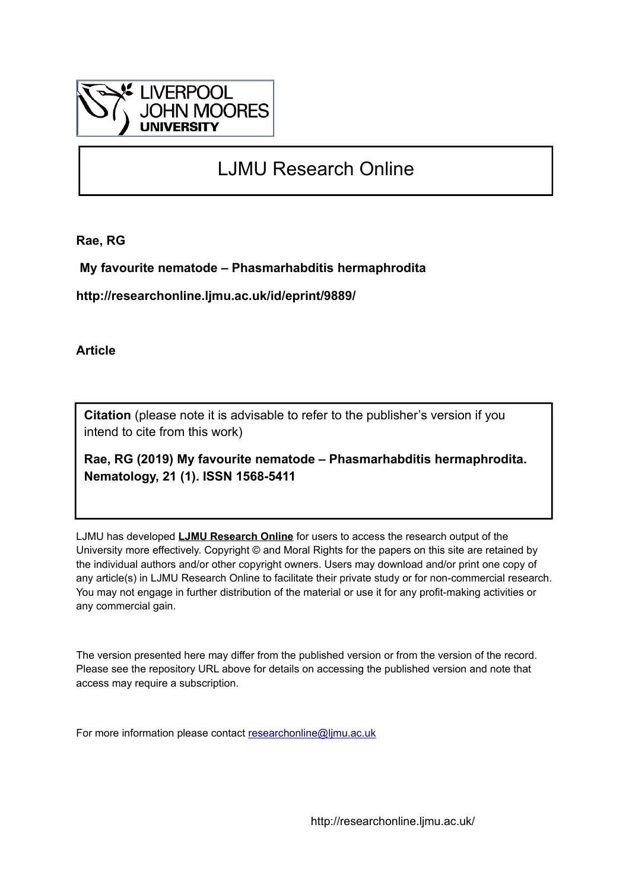LIVERPOOL
JOHN MOORES
UNIVERSITY

# LJMU Research Online

**Rae, RG**

**My favourite nematode – Phasmarhabditis hermaphrodita**

**http://researchonline.ljmu.ac.uk/id/eprint/9889/**

**Article**

**Citation** (please note it is advisable to refer to the publisher's version if you intend to cite from this work)

**Rae, RG (2019) My favourite nematode – Phasmarhabditis hermaphrodita. Nematology, 21 (1). ISSN 1568-5411**

LJMU has developed **LJMU Research Online** for users to access the research output of the University more effectively. Copyright © and Moral Rights for the papers on this site are retained by the individual authors and/or other copyright owners. Users may download and/or print one copy of any article(s) in LJMU Research Online to facilitate their private study or for non-commercial research. You may not engage in further distribution of the material or use it for any profit-making activities or any commercial gain.

The version presented here may differ from the published version or from the version of the record. Please see the repository URL above for details on accessing the published version and note that access may require a subscription.

For more information please contact researchonline@ljmu.ac.uk

http://researchonline.ljmu.ac.uk/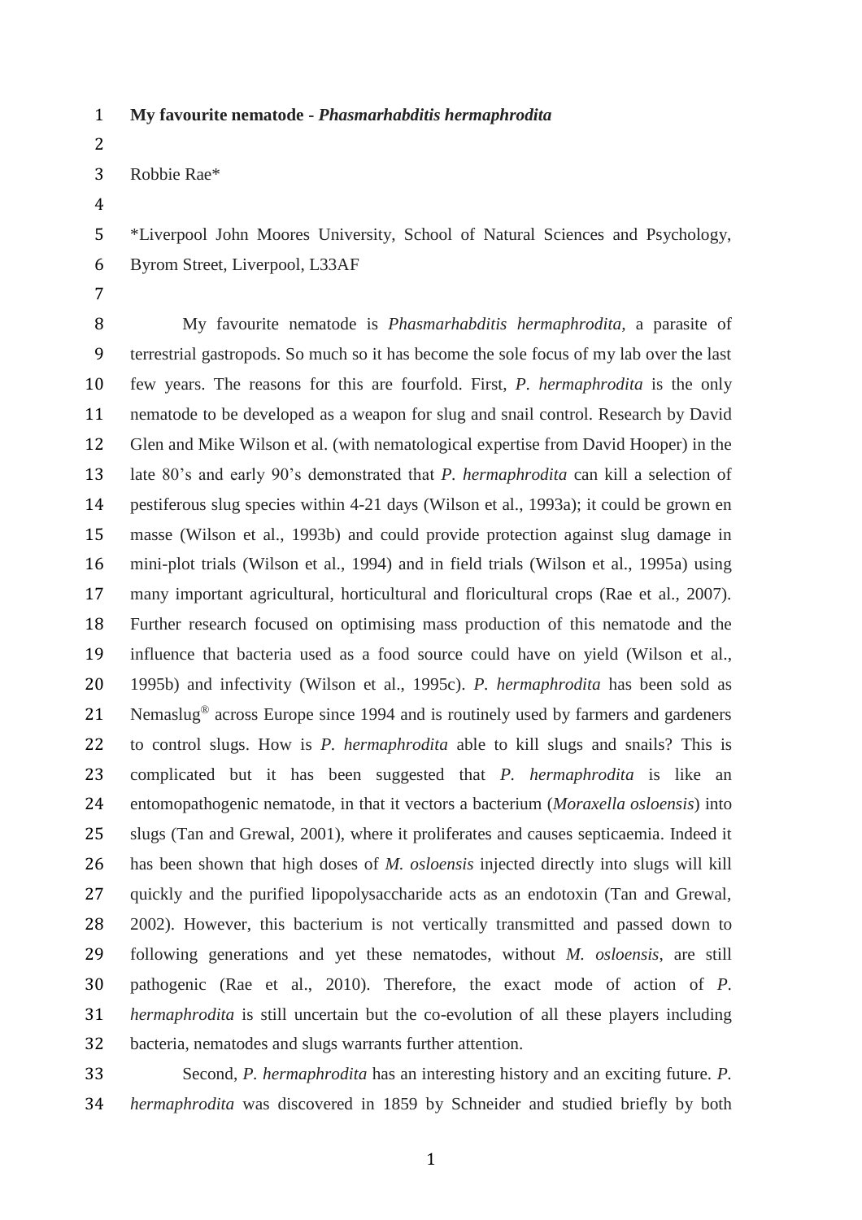**My favourite nematode - *Phasmarhabditis hermaphrodita***

Robbie Rae*

*Liverpool John Moores University, School of Natural Sciences and Psychology, Byrom Street, Liverpool, L33AF

My favourite nematode is *Phasmarhabditis hermaphrodita*, a parasite of terrestrial gastropods. So much so it has become the sole focus of my lab over the last few years. The reasons for this are fourfold. First, *P. hermaphrodita* is the only nematode to be developed as a weapon for slug and snail control. Research by David Glen and Mike Wilson et al. (with nematological expertise from David Hooper) in the late 80's and early 90's demonstrated that *P. hermaphrodita* can kill a selection of pestiferous slug species within 4-21 days (Wilson et al., 1993a); it could be grown en masse (Wilson et al., 1993b) and could provide protection against slug damage in mini-plot trials (Wilson et al., 1994) and in field trials (Wilson et al., 1995a) using many important agricultural, horticultural and floricultural crops (Rae et al., 2007). Further research focused on optimising mass production of this nematode and the influence that bacteria used as a food source could have on yield (Wilson et al., 1995b) and infectivity (Wilson et al., 1995c). *P. hermaphrodita* has been sold as Nemaslug® across Europe since 1994 and is routinely used by farmers and gardeners to control slugs. How is *P. hermaphrodita* able to kill slugs and snails? This is complicated but it has been suggested that *P. hermaphrodita* is like an entomopathogenic nematode, in that it vectors a bacterium (*Moraxella osloensis*) into slugs (Tan and Grewal, 2001), where it proliferates and causes septicaemia. Indeed it has been shown that high doses of *M. osloensis* injected directly into slugs will kill quickly and the purified lipopolysaccharide acts as an endotoxin (Tan and Grewal, 2002). However, this bacterium is not vertically transmitted and passed down to following generations and yet these nematodes, without *M. osloensis*, are still pathogenic (Rae et al., 2010). Therefore, the exact mode of action of *P. hermaphrodita* is still uncertain but the co-evolution of all these players including bacteria, nematodes and slugs warrants further attention.

Second, *P. hermaphrodita* has an interesting history and an exciting future. *P. hermaphrodita* was discovered in 1859 by Schneider and studied briefly by both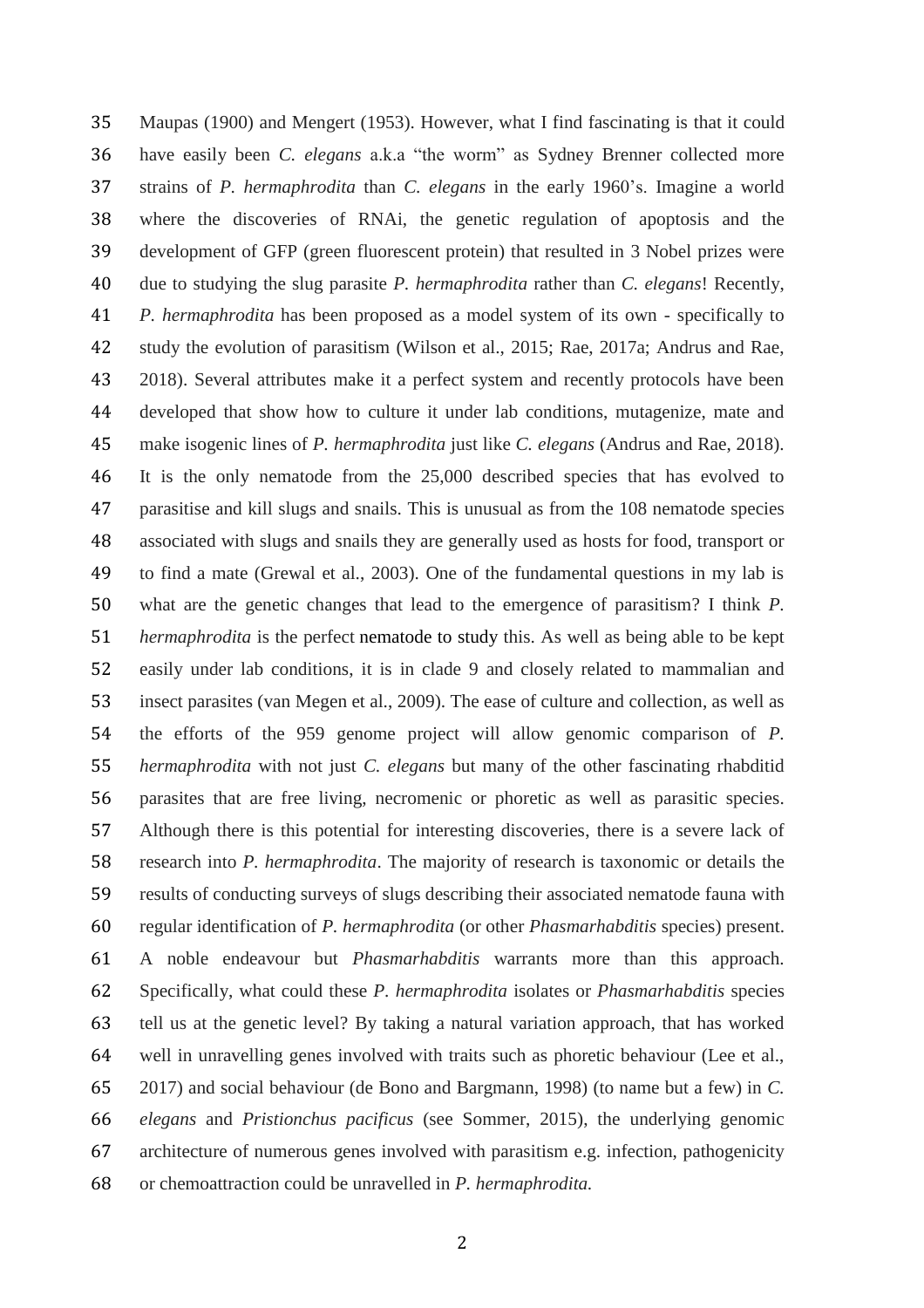Maupas (1900) and Mengert (1953). However, what I find fascinating is that it could have easily been *C. elegans* a.k.a "the worm" as Sydney Brenner collected more strains of *P. hermaphrodita* than *C. elegans* in the early 1960's. Imagine a world where the discoveries of RNAi, the genetic regulation of apoptosis and the development of GFP (green fluorescent protein) that resulted in 3 Nobel prizes were due to studying the slug parasite *P. hermaphrodita* rather than *C. elegans*! Recently, *P. hermaphrodita* has been proposed as a model system of its own - specifically to study the evolution of parasitism (Wilson et al., 2015; Rae, 2017a; Andrus and Rae, 2018). Several attributes make it a perfect system and recently protocols have been developed that show how to culture it under lab conditions, mutagenize, mate and make isogenic lines of *P. hermaphrodita* just like *C. elegans* (Andrus and Rae, 2018). It is the only nematode from the 25,000 described species that has evolved to parasitise and kill slugs and snails. This is unusual as from the 108 nematode species associated with slugs and snails they are generally used as hosts for food, transport or to find a mate (Grewal et al., 2003). One of the fundamental questions in my lab is what are the genetic changes that lead to the emergence of parasitism? I think *P. hermaphrodita* is the perfect nematode to study this. As well as being able to be kept easily under lab conditions, it is in clade 9 and closely related to mammalian and insect parasites (van Megen et al., 2009). The ease of culture and collection, as well as the efforts of the 959 genome project will allow genomic comparison of *P. hermaphrodita* with not just *C. elegans* but many of the other fascinating rhabditid parasites that are free living, necromenic or phoretic as well as parasitic species. Although there is this potential for interesting discoveries, there is a severe lack of research into *P. hermaphrodita*. The majority of research is taxonomic or details the results of conducting surveys of slugs describing their associated nematode fauna with regular identification of *P. hermaphrodita* (or other *Phasmarhabditis* species) present. A noble endeavour but *Phasmarhabditis* warrants more than this approach. Specifically, what could these *P. hermaphrodita* isolates or *Phasmarhabditis* species tell us at the genetic level? By taking a natural variation approach, that has worked well in unravelling genes involved with traits such as phoretic behaviour (Lee et al., 2017) and social behaviour (de Bono and Bargmann, 1998) (to name but a few) in *C. elegans* and *Pristionchus pacificus* (see Sommer, 2015), the underlying genomic architecture of numerous genes involved with parasitism e.g. infection, pathogenicity or chemoattraction could be unravelled in *P. hermaphrodita.*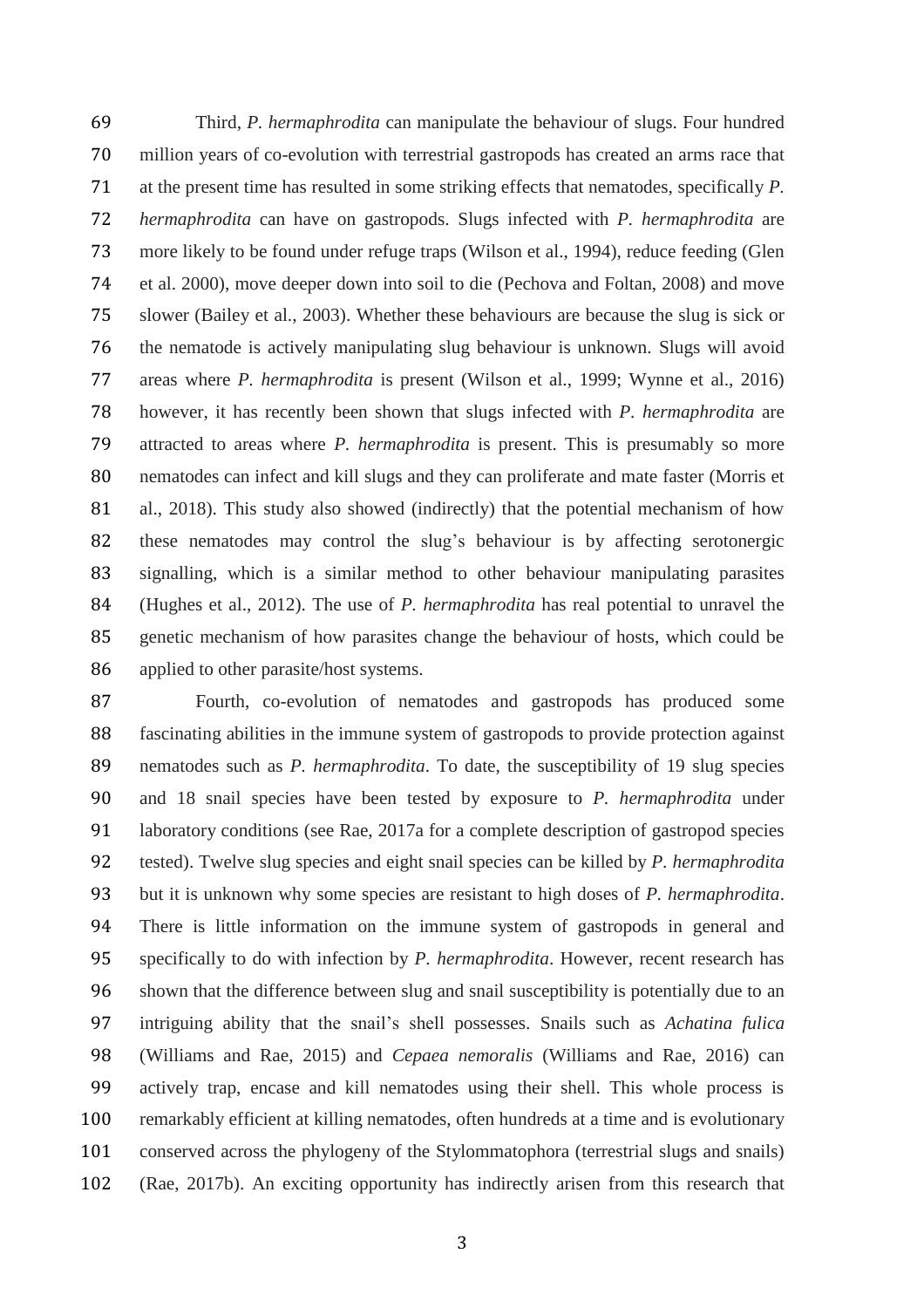Third, *P. hermaphrodita* can manipulate the behaviour of slugs. Four hundred million years of co-evolution with terrestrial gastropods has created an arms race that at the present time has resulted in some striking effects that nematodes, specifically *P. hermaphrodita* can have on gastropods. Slugs infected with *P. hermaphrodita* are more likely to be found under refuge traps (Wilson et al., 1994), reduce feeding (Glen et al. 2000), move deeper down into soil to die (Pechova and Foltan, 2008) and move slower (Bailey et al., 2003). Whether these behaviours are because the slug is sick or the nematode is actively manipulating slug behaviour is unknown. Slugs will avoid areas where *P. hermaphrodita* is present (Wilson et al., 1999; Wynne et al., 2016) however, it has recently been shown that slugs infected with *P. hermaphrodita* are attracted to areas where *P. hermaphrodita* is present. This is presumably so more nematodes can infect and kill slugs and they can proliferate and mate faster (Morris et al., 2018). This study also showed (indirectly) that the potential mechanism of how these nematodes may control the slug's behaviour is by affecting serotonergic signalling, which is a similar method to other behaviour manipulating parasites (Hughes et al., 2012). The use of *P. hermaphrodita* has real potential to unravel the genetic mechanism of how parasites change the behaviour of hosts, which could be applied to other parasite/host systems.

Fourth, co-evolution of nematodes and gastropods has produced some fascinating abilities in the immune system of gastropods to provide protection against nematodes such as *P. hermaphrodita*. To date, the susceptibility of 19 slug species and 18 snail species have been tested by exposure to *P. hermaphrodita* under laboratory conditions (see Rae, 2017a for a complete description of gastropod species tested). Twelve slug species and eight snail species can be killed by *P. hermaphrodita* but it is unknown why some species are resistant to high doses of *P. hermaphrodita*. There is little information on the immune system of gastropods in general and specifically to do with infection by *P. hermaphrodita*. However, recent research has shown that the difference between slug and snail susceptibility is potentially due to an intriguing ability that the snail's shell possesses. Snails such as *Achatina fulica* (Williams and Rae, 2015) and *Cepaea nemoralis* (Williams and Rae, 2016) can actively trap, encase and kill nematodes using their shell. This whole process is remarkably efficient at killing nematodes, often hundreds at a time and is evolutionary conserved across the phylogeny of the Stylommatophora (terrestrial slugs and snails) (Rae, 2017b). An exciting opportunity has indirectly arisen from this research that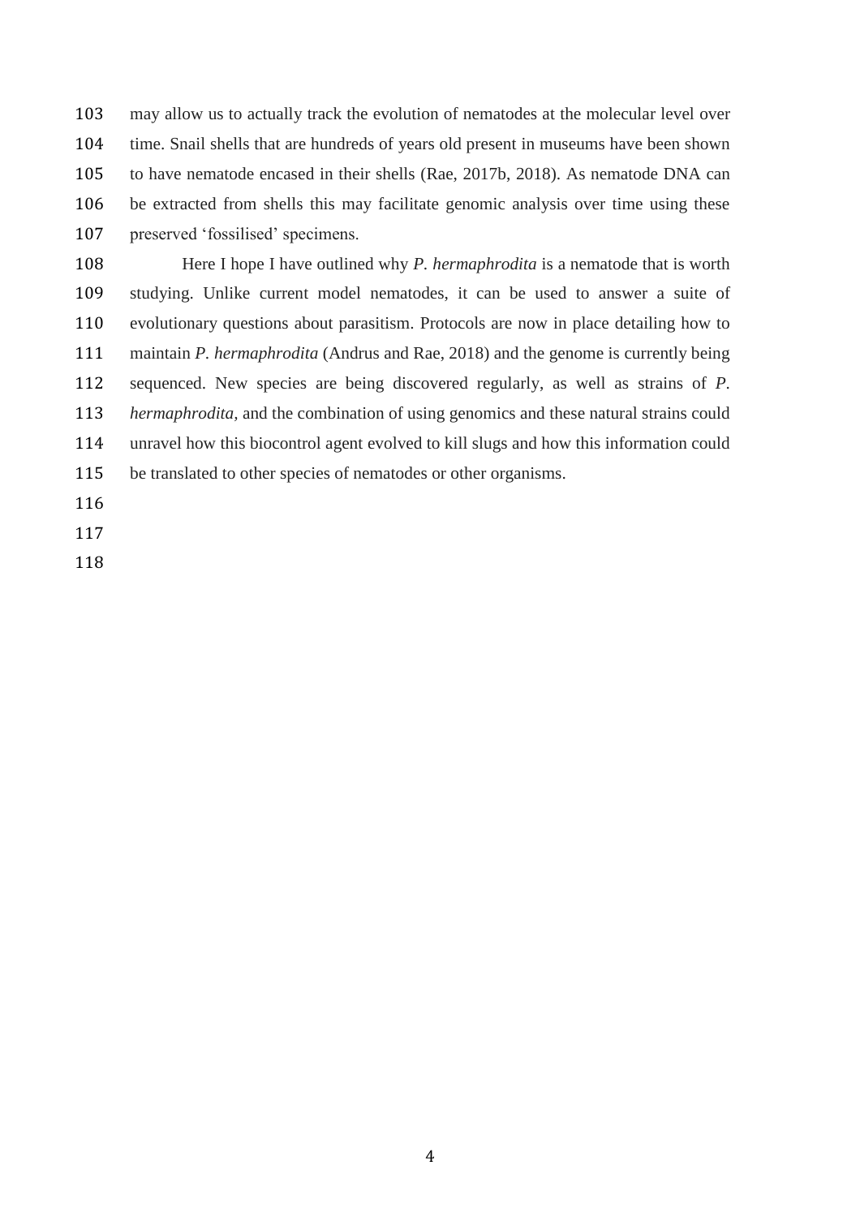may allow us to actually track the evolution of nematodes at the molecular level over time. Snail shells that are hundreds of years old present in museums have been shown to have nematode encased in their shells (Rae, 2017b, 2018). As nematode DNA can be extracted from shells this may facilitate genomic analysis over time using these preserved 'fossilised' specimens.

Here I hope I have outlined why *P. hermaphrodita* is a nematode that is worth studying. Unlike current model nematodes, it can be used to answer a suite of evolutionary questions about parasitism. Protocols are now in place detailing how to maintain *P. hermaphrodita* (Andrus and Rae, 2018) and the genome is currently being sequenced. New species are being discovered regularly, as well as strains of *P. hermaphrodita*, and the combination of using genomics and these natural strains could unravel how this biocontrol agent evolved to kill slugs and how this information could be translated to other species of nematodes or other organisms.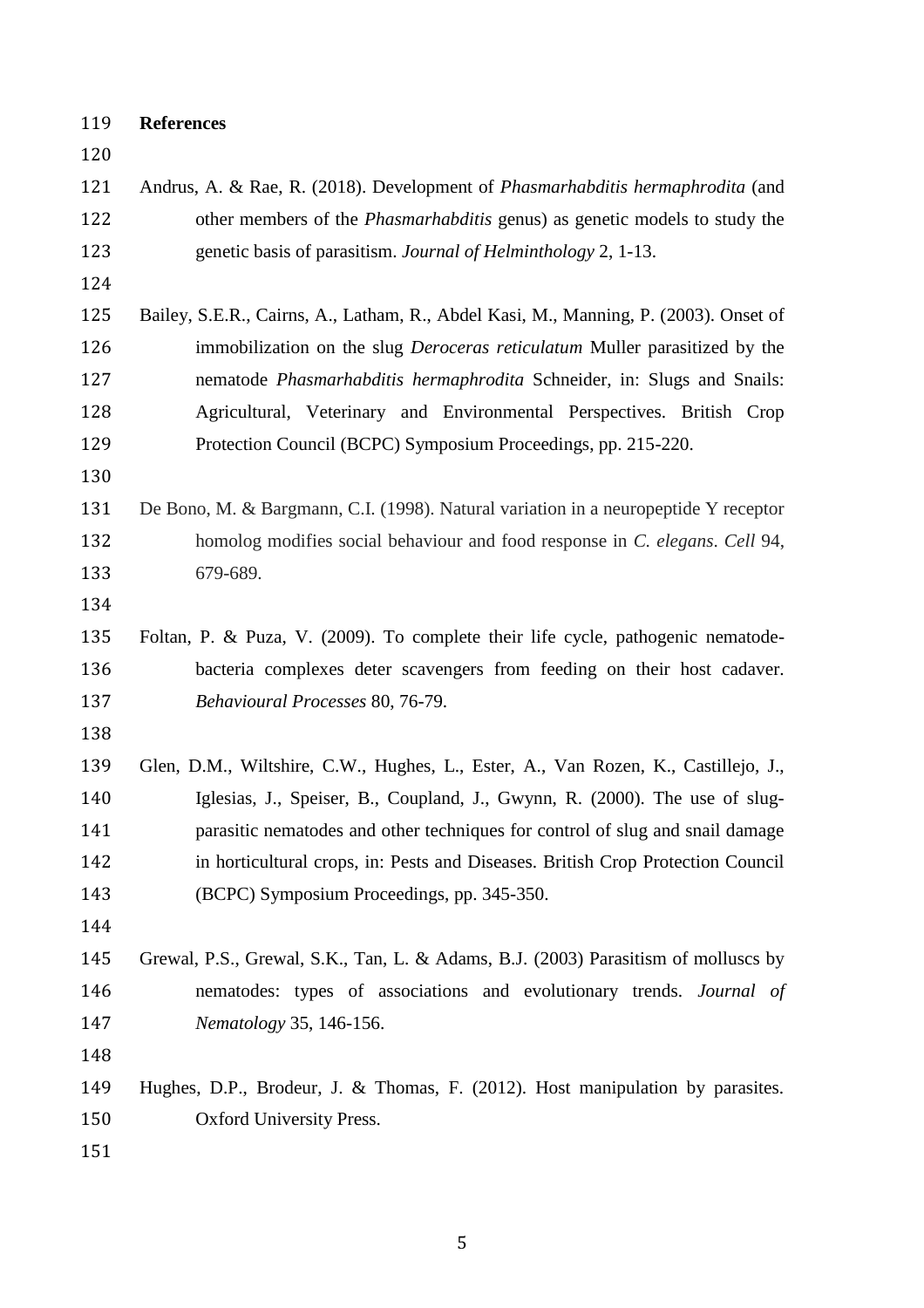**References**

Andrus, A. & Rae, R. (2018). Development of *Phasmarhabditis hermaphrodita* (and other members of the *Phasmarhabditis* genus) as genetic models to study the genetic basis of parasitism. *Journal of Helminthology* 2, 1-13.

Bailey, S.E.R., Cairns, A., Latham, R., Abdel Kasi, M., Manning, P. (2003). Onset of immobilization on the slug *Deroceras reticulatum* Muller parasitized by the nematode *Phasmarhabditis hermaphrodita* Schneider, in: Slugs and Snails: Agricultural, Veterinary and Environmental Perspectives. British Crop Protection Council (BCPC) Symposium Proceedings, pp. 215-220.

De Bono, M. & Bargmann, C.I. (1998). Natural variation in a neuropeptide Y receptor homolog modifies social behaviour and food response in *C. elegans*. *Cell* 94, 679-689.

Foltan, P. & Puza, V. (2009). To complete their life cycle, pathogenic nematode-bacteria complexes deter scavengers from feeding on their host cadaver. *Behavioural Processes* 80, 76-79.

Glen, D.M., Wiltshire, C.W., Hughes, L., Ester, A., Van Rozen, K., Castillejo, J., Iglesias, J., Speiser, B., Coupland, J., Gwynn, R. (2000). The use of slug-parasitic nematodes and other techniques for control of slug and snail damage in horticultural crops, in: Pests and Diseases. British Crop Protection Council (BCPC) Symposium Proceedings, pp. 345-350.

Grewal, P.S., Grewal, S.K., Tan, L. & Adams, B.J. (2003) Parasitism of molluscs by nematodes: types of associations and evolutionary trends. *Journal of Nematology* 35, 146-156.

Hughes, D.P., Brodeur, J. & Thomas, F. (2012). Host manipulation by parasites. Oxford University Press.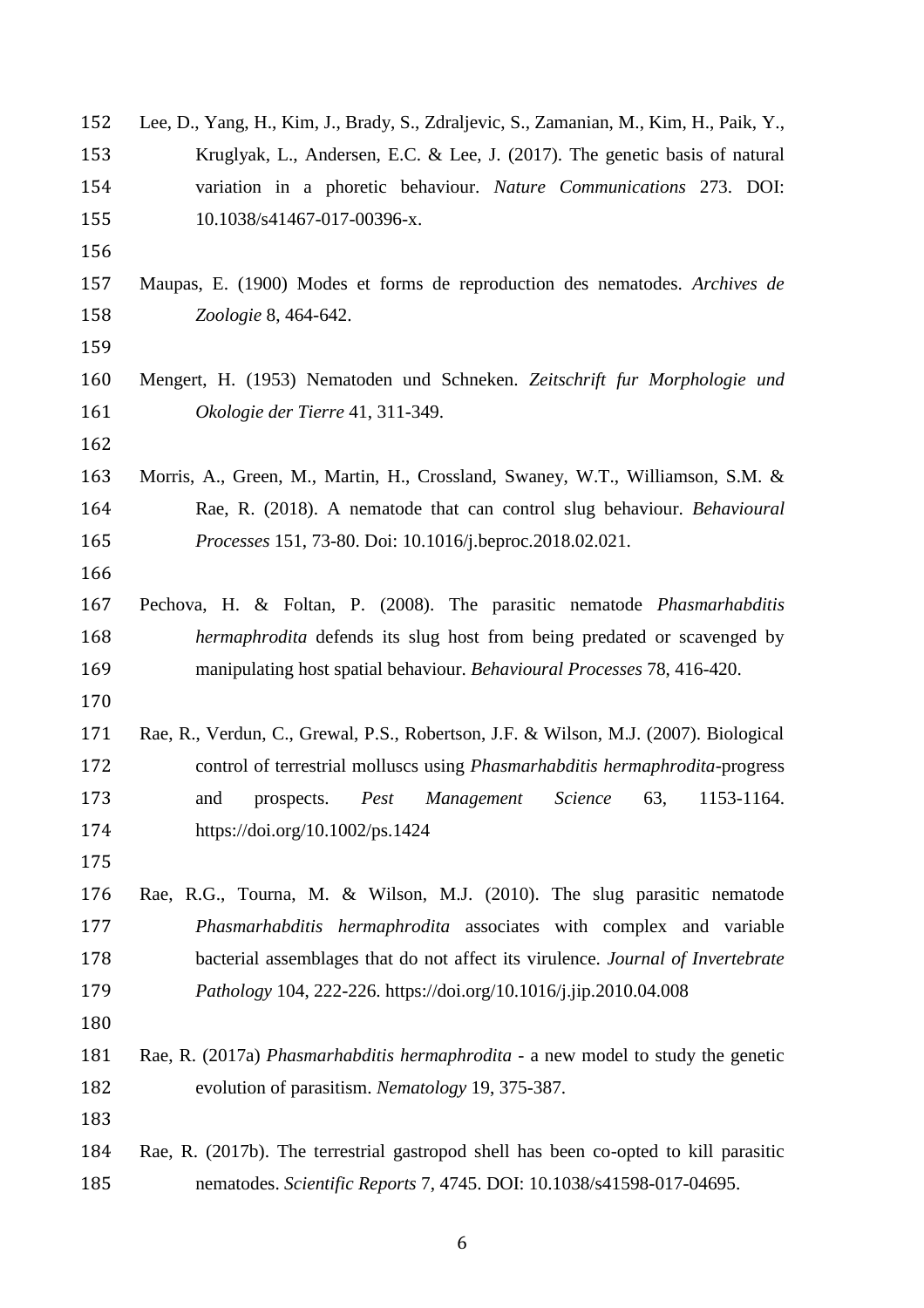Lee, D., Yang, H., Kim, J., Brady, S., Zdraljevic, S., Zamanian, M., Kim, H., Paik, Y., Kruglyak, L., Andersen, E.C. & Lee, J. (2017). The genetic basis of natural variation in a phoretic behaviour. *Nature Communications* 273. DOI: 10.1038/s41467-017-00396-x.

Maupas, E. (1900) Modes et forms de reproduction des nematodes. *Archives de Zoologie* 8, 464-642.

Mengert, H. (1953) Nematoden und Schneken. *Zeitschrift fur Morphologie und Okologie der Tierre* 41, 311-349.

Morris, A., Green, M., Martin, H., Crossland, Swaney, W.T., Williamson, S.M. & Rae, R. (2018). A nematode that can control slug behaviour. *Behavioural Processes* 151, 73-80. Doi: 10.1016/j.beproc.2018.02.021.

Pechova, H. & Foltan, P. (2008). The parasitic nematode *Phasmarhabditis hermaphrodita* defends its slug host from being predated or scavenged by manipulating host spatial behaviour. *Behavioural Processes* 78, 416-420.

Rae, R., Verdun, C., Grewal, P.S., Robertson, J.F. & Wilson, M.J. (2007). Biological control of terrestrial molluscs using *Phasmarhabditis hermaphrodita*-progress and prospects. *Pest Management Science* 63, 1153-1164. https://doi.org/10.1002/ps.1424

Rae, R.G., Tourna, M. & Wilson, M.J. (2010). The slug parasitic nematode *Phasmarhabditis hermaphrodita* associates with complex and variable bacterial assemblages that do not affect its virulence. *Journal of Invertebrate Pathology* 104, 222-226. https://doi.org/10.1016/j.jip.2010.04.008

Rae, R. (2017a) *Phasmarhabditis hermaphrodita* - a new model to study the genetic evolution of parasitism. *Nematology* 19, 375-387.

Rae, R. (2017b). The terrestrial gastropod shell has been co-opted to kill parasitic nematodes. *Scientific Reports* 7, 4745. DOI: 10.1038/s41598-017-04695.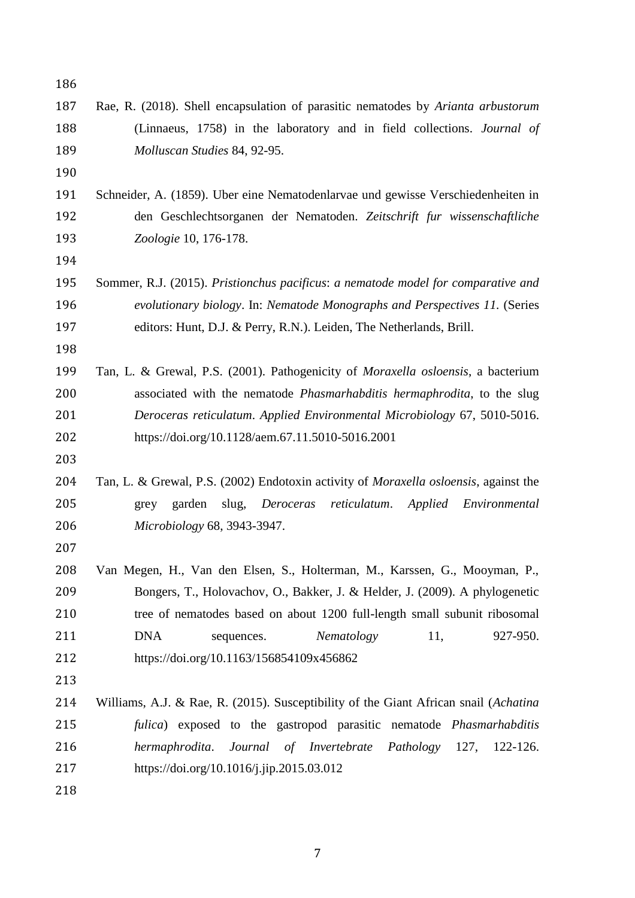Rae, R. (2018). Shell encapsulation of parasitic nematodes by *Arianta arbustorum* (Linnaeus, 1758) in the laboratory and in field collections. *Journal of Molluscan Studies* 84, 92-95.

Schneider, A. (1859). Uber eine Nematodenlarvae und gewisse Verschiedenheiten in den Geschlechtsorganen der Nematoden. *Zeitschrift fur wissenschaftliche Zoologie* 10, 176-178.

Sommer, R.J. (2015). *Pristionchus pacificus*: *a nematode model for comparative and evolutionary biology*. In: *Nematode Monographs and Perspectives 11.* (Series editors: Hunt, D.J. & Perry, R.N.). Leiden, The Netherlands, Brill.

Tan, L. & Grewal, P.S. (2001). Pathogenicity of *Moraxella osloensis*, a bacterium associated with the nematode *Phasmarhabditis hermaphrodita*, to the slug *Deroceras reticulatum*. *Applied Environmental Microbiology* 67, 5010-5016. https://doi.org/10.1128/aem.67.11.5010-5016.2001

Tan, L. & Grewal, P.S. (2002) Endotoxin activity of *Moraxella osloensis*, against the grey garden slug, *Deroceras reticulatum*. *Applied Environmental Microbiology* 68, 3943-3947.

Van Megen, H., Van den Elsen, S., Holterman, M., Karssen, G., Mooyman, P., Bongers, T., Holovachov, O., Bakker, J. & Helder, J. (2009). A phylogenetic tree of nematodes based on about 1200 full-length small subunit ribosomal DNA sequences. *Nematology* 11, 927-950. https://doi.org/10.1163/156854109x456862

Williams, A.J. & Rae, R. (2015). Susceptibility of the Giant African snail (*Achatina fulica*) exposed to the gastropod parasitic nematode *Phasmarhabditis hermaphrodita*. *Journal of Invertebrate Pathology* 127, 122-126. https://doi.org/10.1016/j.jip.2015.03.012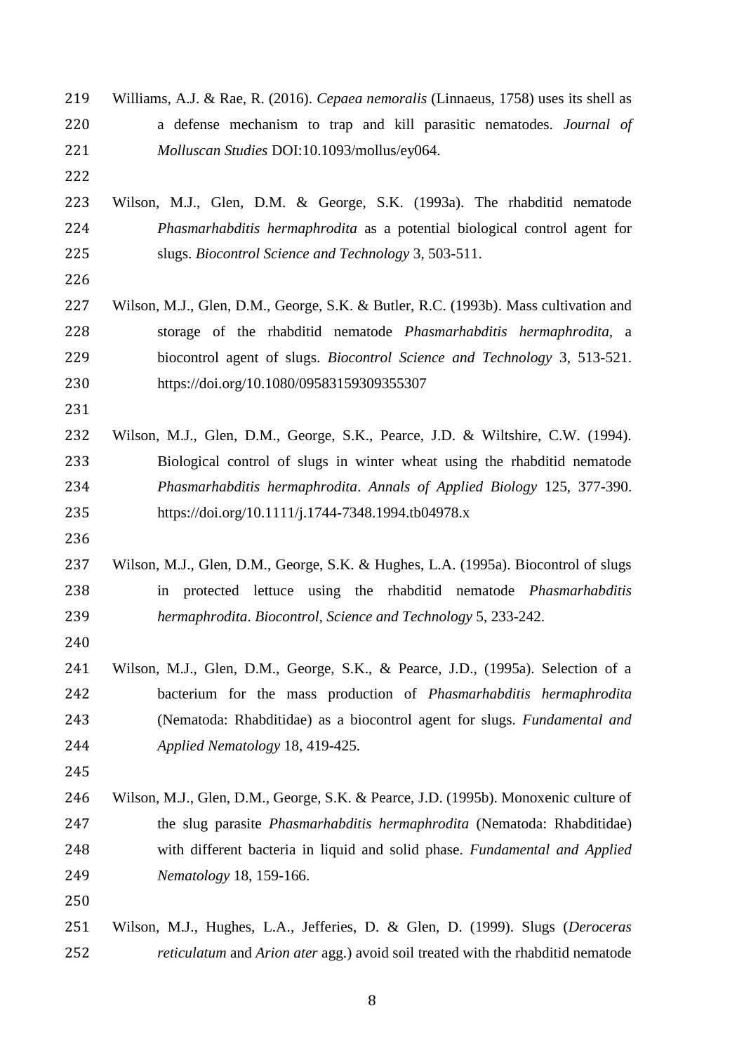Williams, A.J. & Rae, R. (2016). *Cepaea nemoralis* (Linnaeus, 1758) uses its shell as a defense mechanism to trap and kill parasitic nematodes. *Journal of Molluscan Studies* DOI:10.1093/mollus/ey064.

Wilson, M.J., Glen, D.M. & George, S.K. (1993a). The rhabditid nematode *Phasmarhabditis hermaphrodita* as a potential biological control agent for slugs. *Biocontrol Science and Technology* 3, 503-511.

Wilson, M.J., Glen, D.M., George, S.K. & Butler, R.C. (1993b). Mass cultivation and storage of the rhabditid nematode *Phasmarhabditis hermaphrodita*, a biocontrol agent of slugs. *Biocontrol Science and Technology* 3, 513-521. https://doi.org/10.1080/09583159309355307

Wilson, M.J., Glen, D.M., George, S.K., Pearce, J.D. & Wiltshire, C.W. (1994). Biological control of slugs in winter wheat using the rhabditid nematode *Phasmarhabditis hermaphrodita*. *Annals of Applied Biology* 125, 377-390. https://doi.org/10.1111/j.1744-7348.1994.tb04978.x

Wilson, M.J., Glen, D.M., George, S.K. & Hughes, L.A. (1995a). Biocontrol of slugs in protected lettuce using the rhabditid nematode *Phasmarhabditis hermaphrodita*. *Biocontrol, Science and Technology* 5, 233-242.

Wilson, M.J., Glen, D.M., George, S.K., & Pearce, J.D., (1995a). Selection of a bacterium for the mass production of *Phasmarhabditis hermaphrodita* (Nematoda: Rhabditidae) as a biocontrol agent for slugs. *Fundamental and Applied Nematology* 18, 419-425.

Wilson, M.J., Glen, D.M., George, S.K. & Pearce, J.D. (1995b). Monoxenic culture of the slug parasite *Phasmarhabditis hermaphrodita* (Nematoda: Rhabditidae) with different bacteria in liquid and solid phase. *Fundamental and Applied Nematology* 18, 159-166.

Wilson, M.J., Hughes, L.A., Jefferies, D. & Glen, D. (1999). Slugs (*Deroceras reticulatum* and *Arion ater* agg.) avoid soil treated with the rhabditid nematode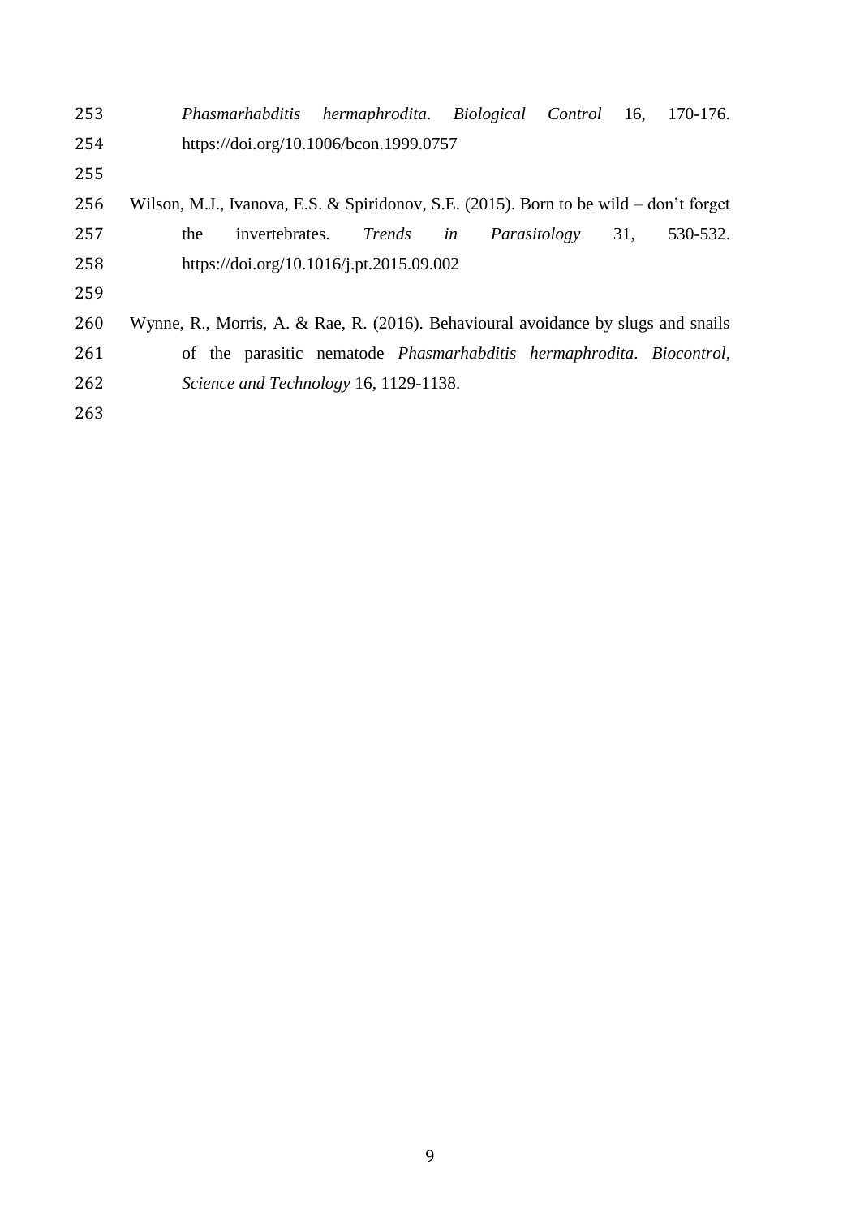*Phasmarhabditis hermaphrodita*. *Biological Control* 16, 170-176. https://doi.org/10.1006/bcon.1999.0757

Wilson, M.J., Ivanova, E.S. & Spiridonov, S.E. (2015). Born to be wild – don't forget the invertebrates. *Trends in Parasitology* 31, 530-532. https://doi.org/10.1016/j.pt.2015.09.002

Wynne, R., Morris, A. & Rae, R. (2016). Behavioural avoidance by slugs and snails of the parasitic nematode *Phasmarhabditis hermaphrodita*. *Biocontrol, Science and Technology* 16, 1129-1138.